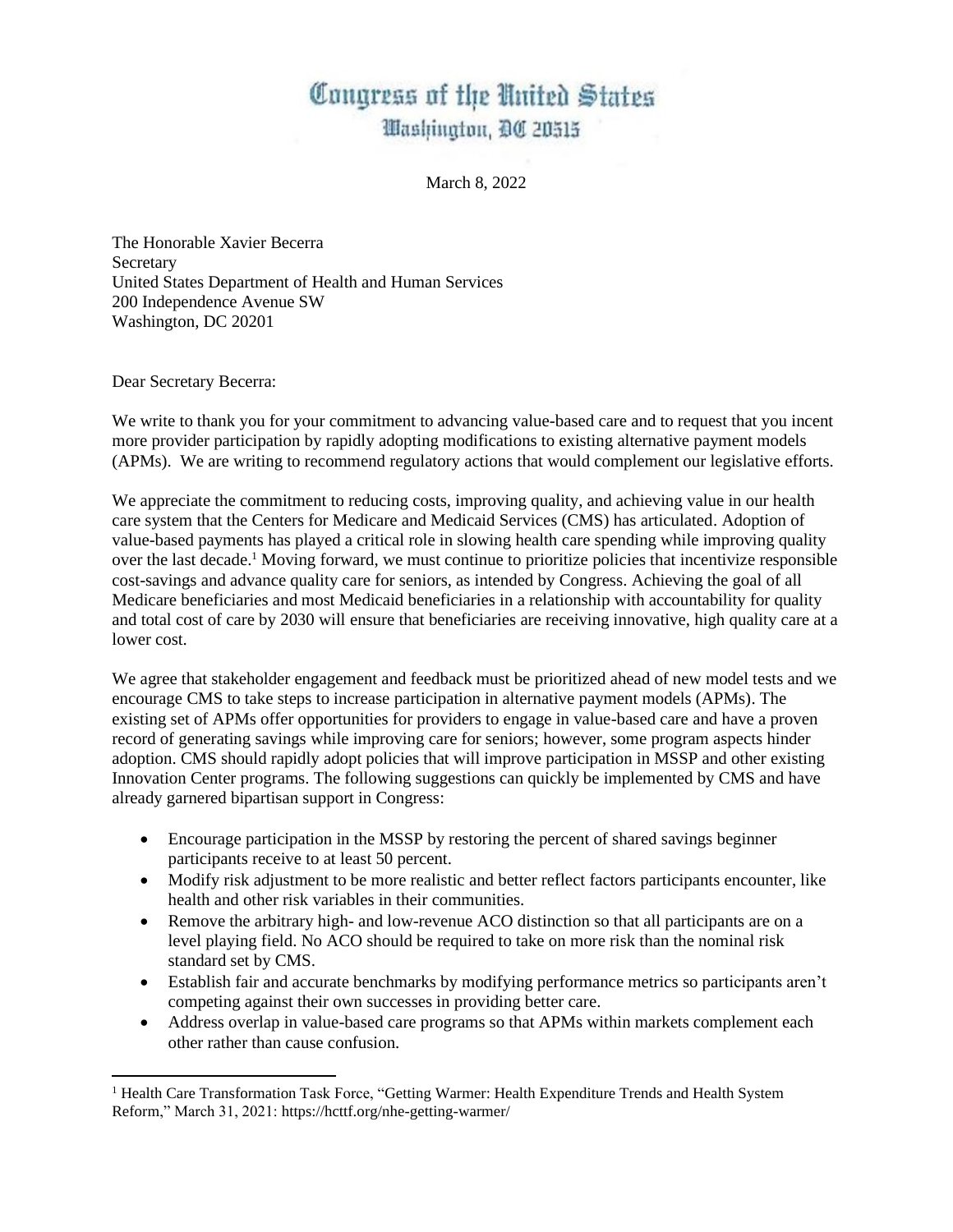# Congress of the United States
## Washington, DC 20515

March 8, 2022

The Honorable Xavier Becerra
Secretary
United States Department of Health and Human Services
200 Independence Avenue SW
Washington, DC 20201

Dear Secretary Becerra:

We write to thank you for your commitment to advancing value-based care and to request that you incent more provider participation by rapidly adopting modifications to existing alternative payment models (APMs). We are writing to recommend regulatory actions that would complement our legislative efforts.

We appreciate the commitment to reducing costs, improving quality, and achieving value in our health care system that the Centers for Medicare and Medicaid Services (CMS) has articulated. Adoption of value-based payments has played a critical role in slowing health care spending while improving quality over the last decade.[1] Moving forward, we must continue to prioritize policies that incentivize responsible cost-savings and advance quality care for seniors, as intended by Congress. Achieving the goal of all Medicare beneficiaries and most Medicaid beneficiaries in a relationship with accountability for quality and total cost of care by 2030 will ensure that beneficiaries are receiving innovative, high quality care at a lower cost.

We agree that stakeholder engagement and feedback must be prioritized ahead of new model tests and we encourage CMS to take steps to increase participation in alternative payment models (APMs). The existing set of APMs offer opportunities for providers to engage in value-based care and have a proven record of generating savings while improving care for seniors; however, some program aspects hinder adoption. CMS should rapidly adopt policies that will improve participation in MSSP and other existing Innovation Center programs. The following suggestions can quickly be implemented by CMS and have already garnered bipartisan support in Congress:

- Encourage participation in the MSSP by restoring the percent of shared savings beginner participants receive to at least 50 percent.
- Modify risk adjustment to be more realistic and better reflect factors participants encounter, like health and other risk variables in their communities.
- Remove the arbitrary high- and low-revenue ACO distinction so that all participants are on a level playing field. No ACO should be required to take on more risk than the nominal risk standard set by CMS.
- Establish fair and accurate benchmarks by modifying performance metrics so participants aren't competing against their own successes in providing better care.
- Address overlap in value-based care programs so that APMs within markets complement each other rather than cause confusion.

[1] Health Care Transformation Task Force, "Getting Warmer: Health Expenditure Trends and Health System Reform," March 31, 2021: https://hcttf.org/nhe-getting-warmer/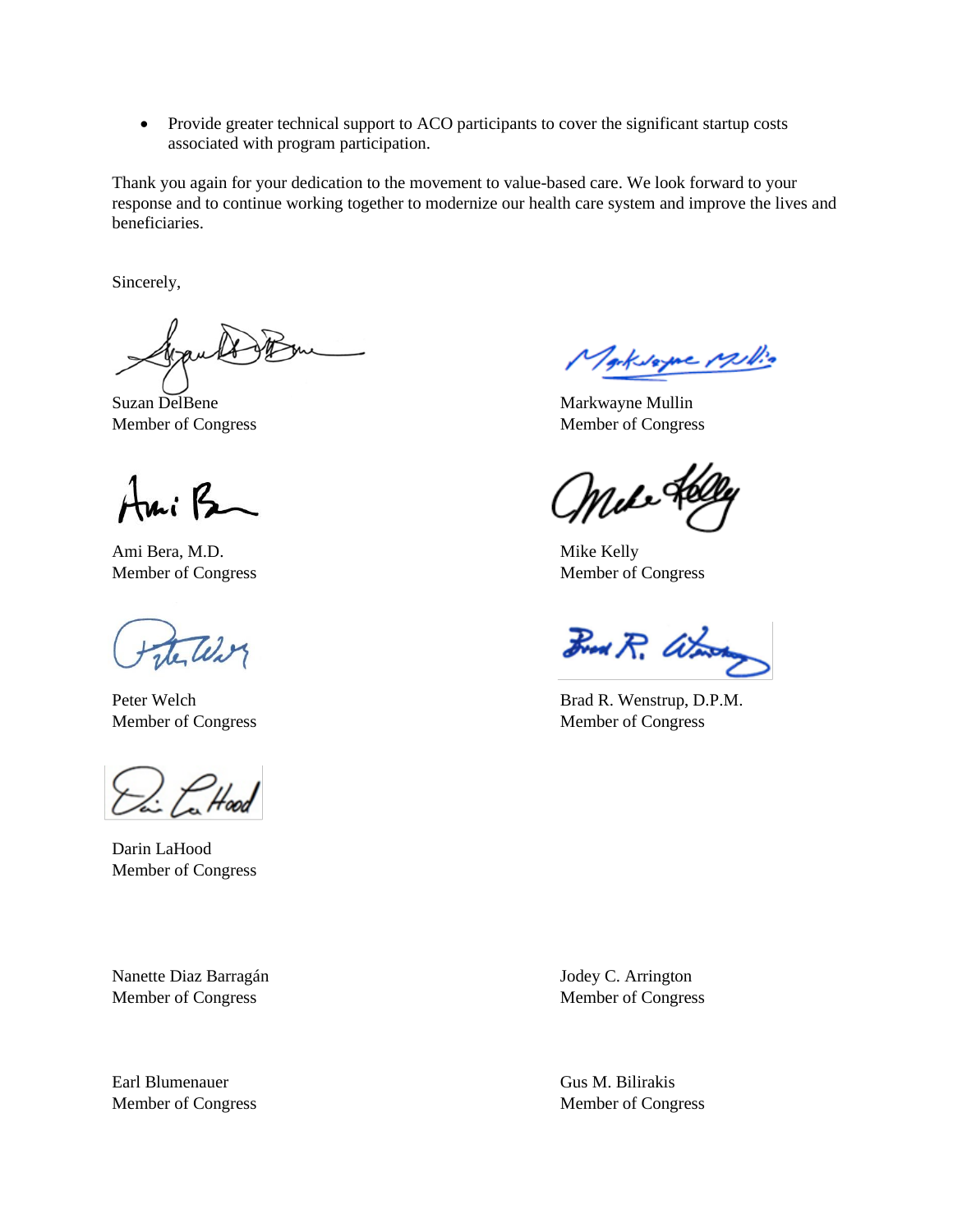- Provide greater technical support to ACO participants to cover the significant startup costs associated with program participation.

Thank you again for your dedication to the movement to value-based care. We look forward to your response and to continue working together to modernize our health care system and improve the lives and beneficiaries.

Sincerely,

Suzan DelBene
Member of Congress

Markwayne Mullin
Member of Congress

Ami Bera, M.D.
Member of Congress

Mike Kelly
Member of Congress

Peter Welch
Member of Congress

Brad R. Wenstrup, D.P.M.
Member of Congress

Darin LaHood
Member of Congress

Nanette Diaz Barragán
Member of Congress

Jodey C. Arrington
Member of Congress

Earl Blumenauer
Member of Congress

Gus M. Bilirakis
Member of Congress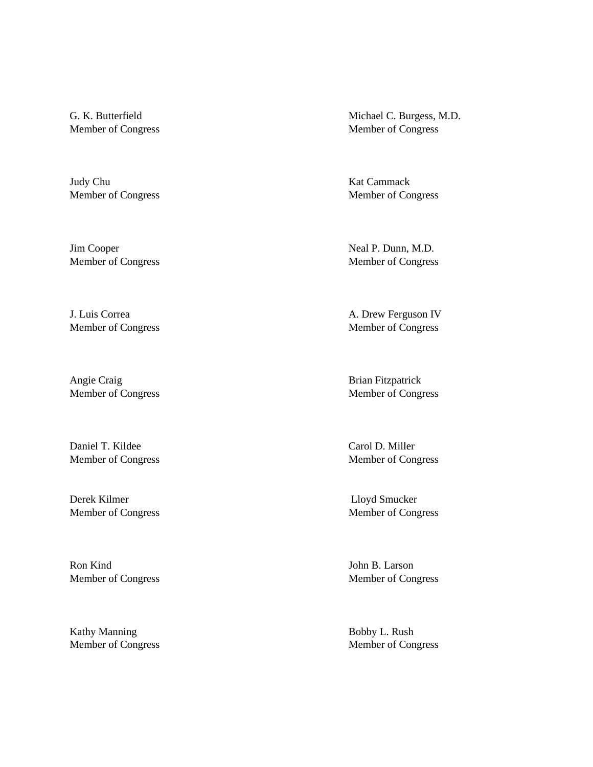G. K. Butterfield
Member of Congress

Judy Chu
Member of Congress

Jim Cooper
Member of Congress

J. Luis Correa
Member of Congress

Angie Craig
Member of Congress

Daniel T. Kildee
Member of Congress

Derek Kilmer
Member of Congress

Ron Kind
Member of Congress

Kathy Manning
Member of Congress

Michael C. Burgess, M.D.
Member of Congress

Kat Cammack
Member of Congress

Neal P. Dunn, M.D.
Member of Congress

A. Drew Ferguson IV
Member of Congress

Brian Fitzpatrick
Member of Congress

Carol D. Miller
Member of Congress

Lloyd Smucker
Member of Congress

John B. Larson
Member of Congress

Bobby L. Rush
Member of Congress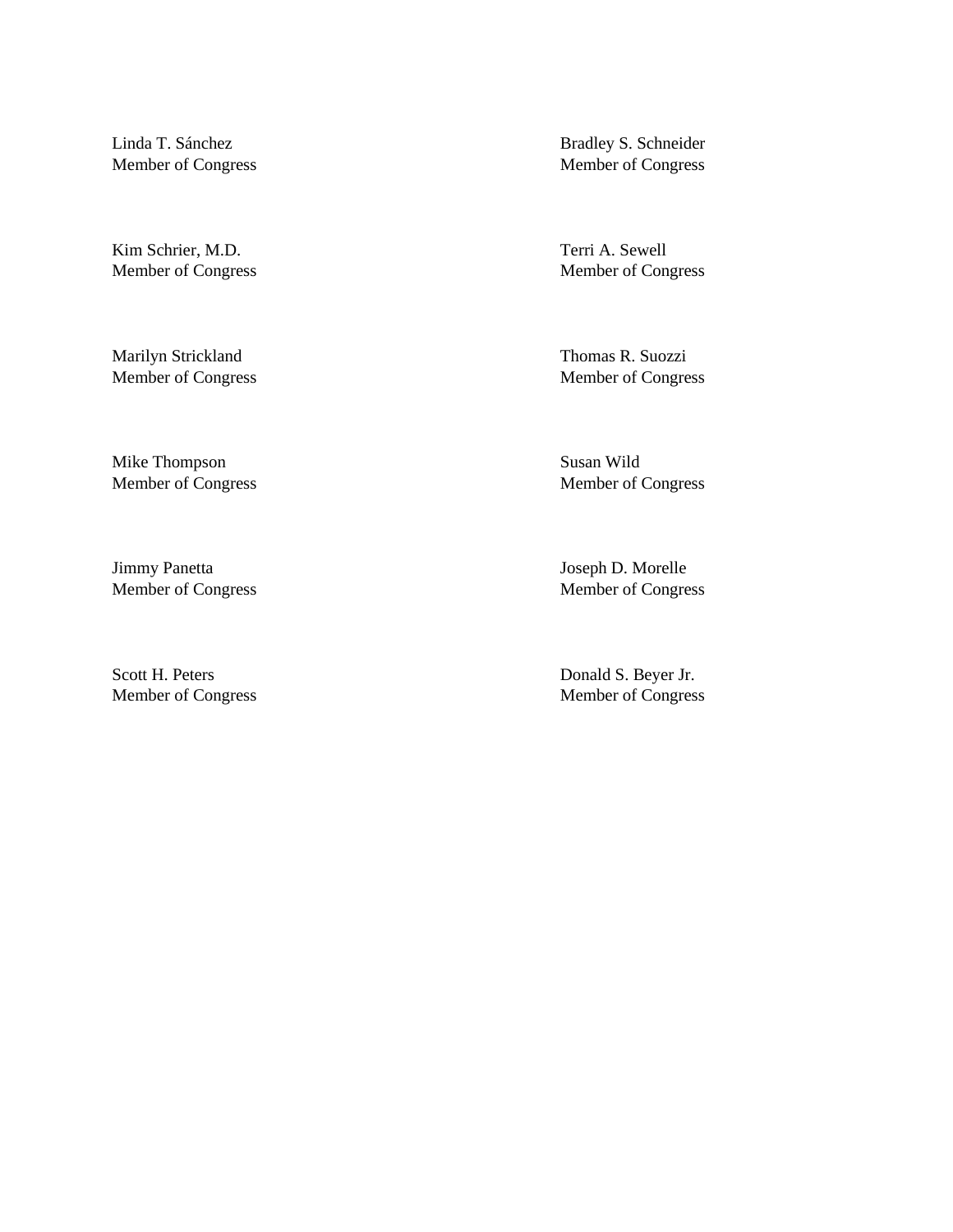Linda T. Sánchez
Member of Congress

Bradley S. Schneider
Member of Congress

Kim Schrier, M.D.
Member of Congress

Terri A. Sewell
Member of Congress

Marilyn Strickland
Member of Congress

Thomas R. Suozzi
Member of Congress

Mike Thompson
Member of Congress

Susan Wild
Member of Congress

Jimmy Panetta
Member of Congress

Joseph D. Morelle
Member of Congress

Scott H. Peters
Member of Congress

Donald S. Beyer Jr.
Member of Congress